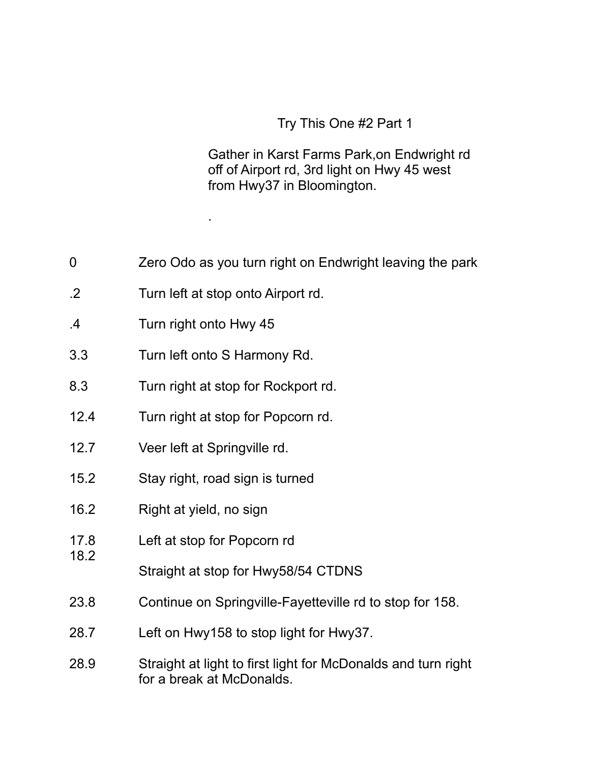# Try This One #2 Part 1

Gather in Karst Farms Park,on Endwright rd off of Airport rd, 3rd light on Hwy 45 west from Hwy37 in Bloomington.

.

| | |
|---|---|
| 0 | Zero Odo as you turn right on Endwright leaving the park |
| .2 | Turn left at stop onto Airport rd. |
| .4 | Turn right onto Hwy 45 |
| 3.3 | Turn left onto S Harmony Rd. |
| 8.3 | Turn right at stop for Rockport rd. |
| 12.4 | Turn right at stop for Popcorn rd. |
| 12.7 | Veer left at Springville rd. |
| 15.2 | Stay right, road sign is turned |
| 16.2 | Right at yield, no sign |
| 17.8 | Left at stop for Popcorn rd |
| 18.2 | Straight at stop for Hwy58/54 CTDNS |
| 23.8 | Continue on Springville-Fayetteville rd to stop for 158. |
| 28.7 | Left on Hwy158 to stop light for Hwy37. |
| 28.9 | Straight at light to first light for McDonalds and turn right for a break at McDonalds. |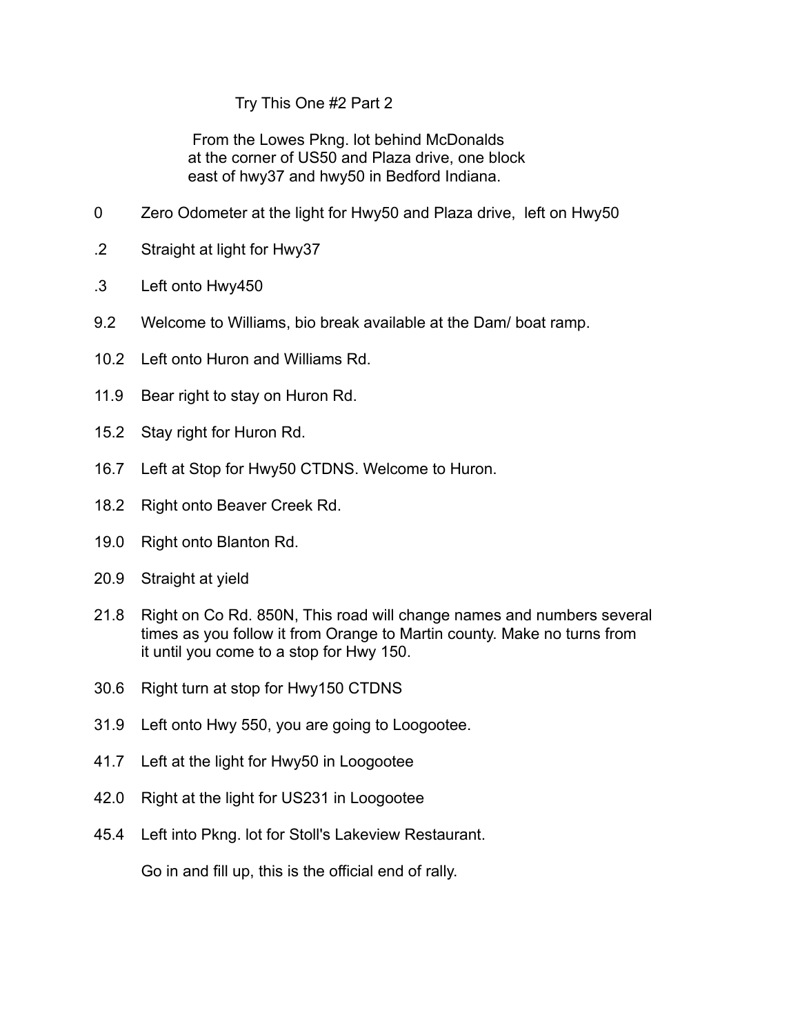# Try This One #2 Part 2

From the Lowes Pkng. lot behind McDonalds at the corner of US50 and Plaza drive, one block east of hwy37 and hwy50 in Bedford Indiana.

| | |
|---|---|
| 0 | Zero Odometer at the light for Hwy50 and Plaza drive, left on Hwy50 |
| .2 | Straight at light for Hwy37 |
| .3 | Left onto Hwy450 |
| 9.2 | Welcome to Williams, bio break available at the Dam/ boat ramp. |
| 10.2 | Left onto Huron and Williams Rd. |
| 11.9 | Bear right to stay on Huron Rd. |
| 15.2 | Stay right for Huron Rd. |
| 16.7 | Left at Stop for Hwy50 CTDNS. Welcome to Huron. |
| 18.2 | Right onto Beaver Creek Rd. |
| 19.0 | Right onto Blanton Rd. |
| 20.9 | Straight at yield |
| 21.8 | Right on Co Rd. 850N, This road will change names and numbers several times as you follow it from Orange to Martin county. Make no turns from it until you come to a stop for Hwy 150. |
| 30.6 | Right turn at stop for Hwy150 CTDNS |
| 31.9 | Left onto Hwy 550, you are going to Loogootee. |
| 41.7 | Left at the light for Hwy50 in Loogootee |
| 42.0 | Right at the light for US231 in Loogootee |
| 45.4 | Left into Pkng. lot for Stoll's Lakeview Restaurant. |

Go in and fill up, this is the official end of rally.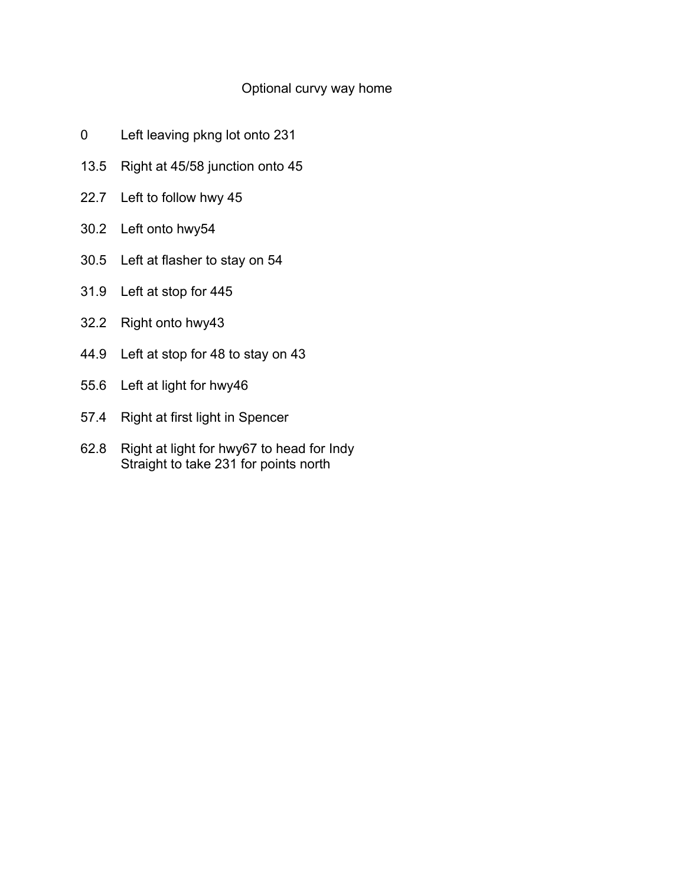# Optional curvy way home

| | |
|---|---|
| 0 | Left leaving pkng lot onto 231 |
| 13.5 | Right at 45/58 junction onto 45 |
| 22.7 | Left to follow hwy 45 |
| 30.2 | Left onto hwy54 |
| 30.5 | Left at flasher to stay on 54 |
| 31.9 | Left at stop for 445 |
| 32.2 | Right onto hwy43 |
| 44.9 | Left at stop for 48 to stay on 43 |
| 55.6 | Left at light for hwy46 |
| 57.4 | Right at first light in Spencer |
| 62.8 | Right at light for hwy67 to head for Indy<br>Straight to take 231 for points north |